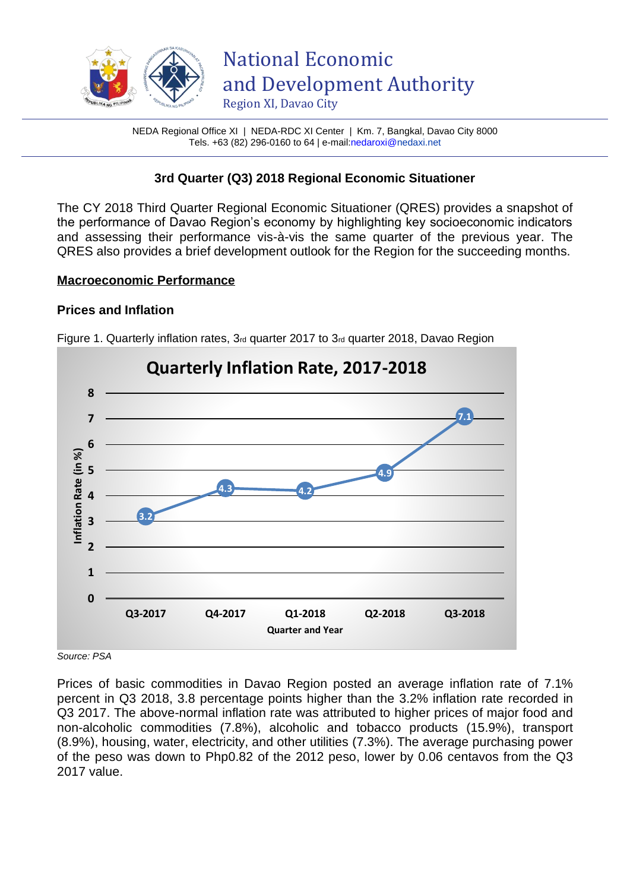# National Economic and Development Authority

Region XI, Davao City

NEDA Regional Office XI | NEDA-RDC XI Center | Km. 7, Bangkal, Davao City 8000
Tels. +63 (82) 296-0160 to 64 | e-mail:nedaroxi@nedaxi.net

## 3rd Quarter (Q3) 2018 Regional Economic Situationer

The CY 2018 Third Quarter Regional Economic Situationer (QRES) provides a snapshot of the performance of Davao Region's economy by highlighting key socioeconomic indicators and assessing their performance vis-à-vis the same quarter of the previous year. The QRES also provides a brief development outlook for the Region for the succeeding months.

### Macroeconomic Performance

#### Prices and Inflation

Figure 1. Quarterly inflation rates, 3rd quarter 2017 to 3rd quarter 2018, Davao Region

**Quarterly Inflation Rate, 2017-2018**

| Quarter and Year | Inflation Rate (in %) |
|---|---|
| Q3-2017 | 3.2 |
| Q4-2017 | 4.3 |
| Q1-2018 | 4.2 |
| Q2-2018 | 4.9 |
| Q3-2018 | 7.1 |

*Source: PSA*

Prices of basic commodities in Davao Region posted an average inflation rate of 7.1% percent in Q3 2018, 3.8 percentage points higher than the 3.2% inflation rate recorded in Q3 2017. The above-normal inflation rate was attributed to higher prices of major food and non-alcoholic commodities (7.8%), alcoholic and tobacco products (15.9%), transport (8.9%), housing, water, electricity, and other utilities (7.3%). The average purchasing power of the peso was down to Php0.82 of the 2012 peso, lower by 0.06 centavos from the Q3 2017 value.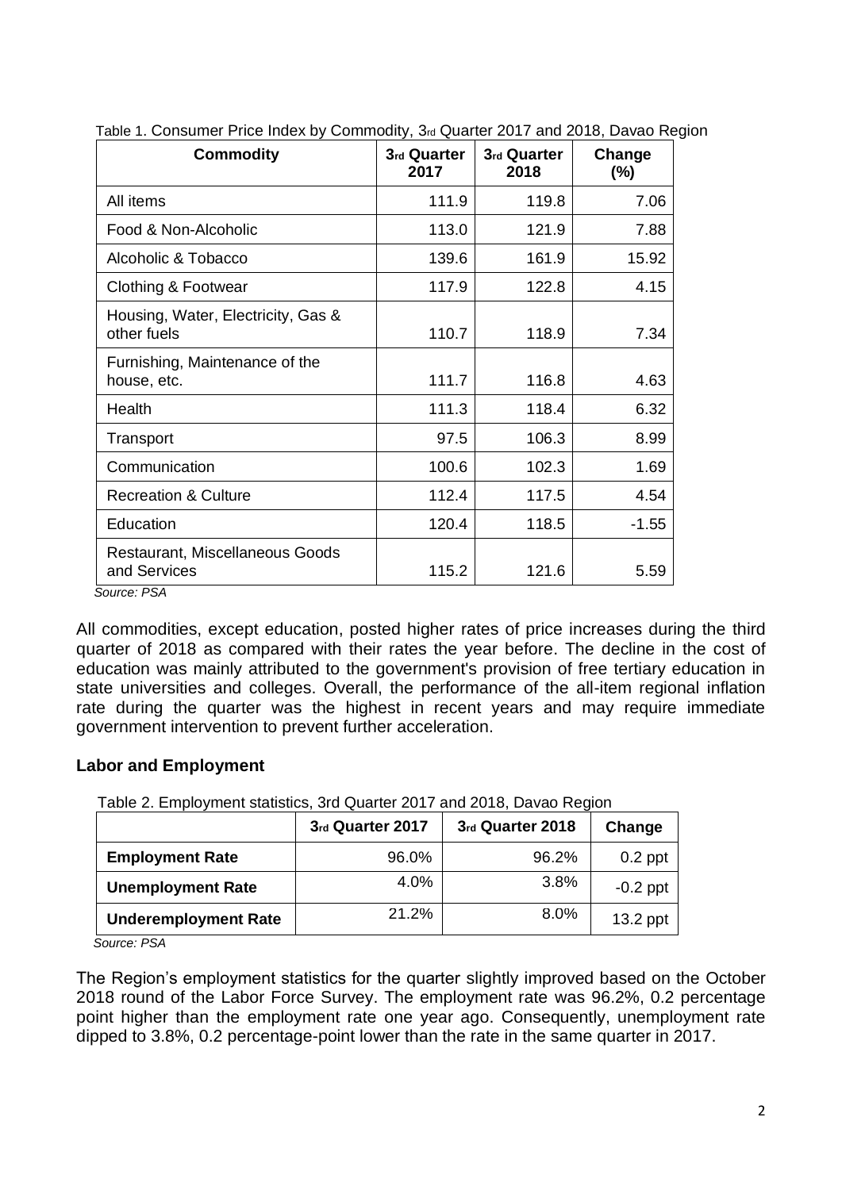Table 1. Consumer Price Index by Commodity, 3rd Quarter 2017 and 2018, Davao Region

| Commodity | 3rd Quarter 2017 | 3rd Quarter 2018 | Change (%) |
|---|---|---|---|
| All items | 111.9 | 119.8 | 7.06 |
| Food & Non-Alcoholic | 113.0 | 121.9 | 7.88 |
| Alcoholic & Tobacco | 139.6 | 161.9 | 15.92 |
| Clothing & Footwear | 117.9 | 122.8 | 4.15 |
| Housing, Water, Electricity, Gas & other fuels | 110.7 | 118.9 | 7.34 |
| Furnishing, Maintenance of the house, etc. | 111.7 | 116.8 | 4.63 |
| Health | 111.3 | 118.4 | 6.32 |
| Transport | 97.5 | 106.3 | 8.99 |
| Communication | 100.6 | 102.3 | 1.69 |
| Recreation & Culture | 112.4 | 117.5 | 4.54 |
| Education | 120.4 | 118.5 | -1.55 |
| Restaurant, Miscellaneous Goods and Services | 115.2 | 121.6 | 5.59 |

*Source: PSA*

All commodities, except education, posted higher rates of price increases during the third quarter of 2018 as compared with their rates the year before. The decline in the cost of education was mainly attributed to the government's provision of free tertiary education in state universities and colleges. Overall, the performance of the all-item regional inflation rate during the quarter was the highest in recent years and may require immediate government intervention to prevent further acceleration.

## Labor and Employment

Table 2. Employment statistics, 3rd Quarter 2017 and 2018, Davao Region

| | 3rd Quarter 2017 | 3rd Quarter 2018 | Change |
|---|---|---|---|
| **Employment Rate** | 96.0% | 96.2% | 0.2 ppt |
| **Unemployment Rate** | 4.0% | 3.8% | -0.2 ppt |
| **Underemployment Rate** | 21.2% | 8.0% | 13.2 ppt |

*Source: PSA*

The Region's employment statistics for the quarter slightly improved based on the October 2018 round of the Labor Force Survey. The employment rate was 96.2%, 0.2 percentage point higher than the employment rate one year ago. Consequently, unemployment rate dipped to 3.8%, 0.2 percentage-point lower than the rate in the same quarter in 2017.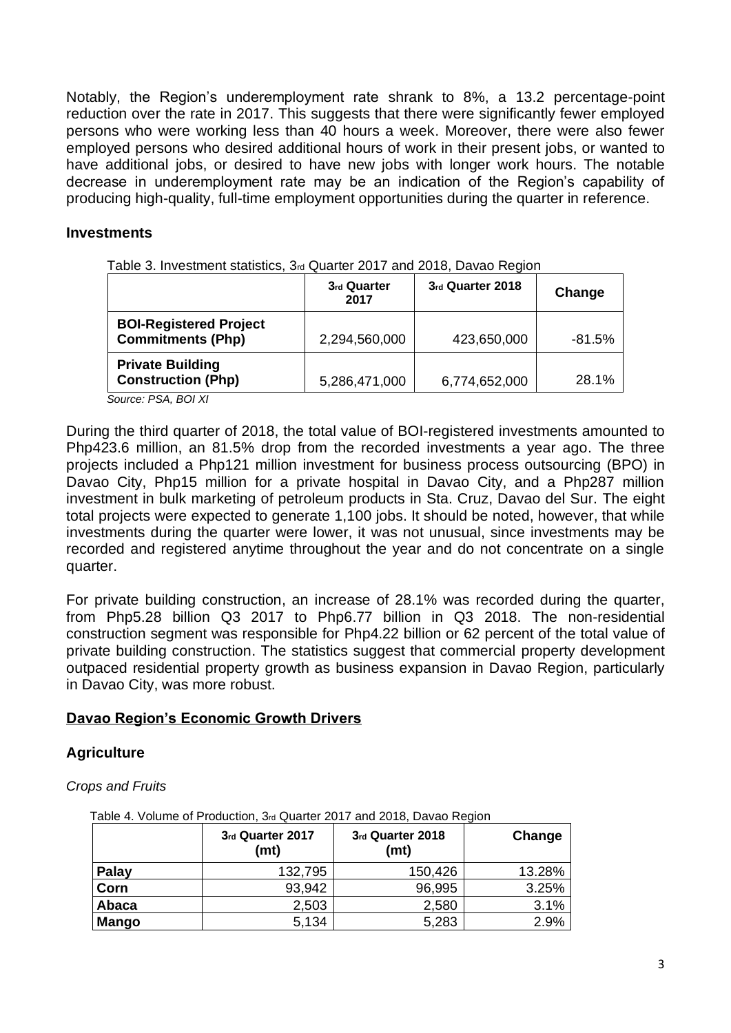Notably, the Region's underemployment rate shrank to 8%, a 13.2 percentage-point reduction over the rate in 2017. This suggests that there were significantly fewer employed persons who were working less than 40 hours a week. Moreover, there were also fewer employed persons who desired additional hours of work in their present jobs, or wanted to have additional jobs, or desired to have new jobs with longer work hours. The notable decrease in underemployment rate may be an indication of the Region's capability of producing high-quality, full-time employment opportunities during the quarter in reference.

## Investments

Table 3. Investment statistics, 3rd Quarter 2017 and 2018, Davao Region

| | 3rd Quarter 2017 | 3rd Quarter 2018 | Change |
|---|---|---|---|
| **BOI-Registered Project Commitments (Php)** | 2,294,560,000 | 423,650,000 | -81.5% |
| **Private Building Construction (Php)** | 5,286,471,000 | 6,774,652,000 | 28.1% |

*Source: PSA, BOI XI*

During the third quarter of 2018, the total value of BOI-registered investments amounted to Php423.6 million, an 81.5% drop from the recorded investments a year ago. The three projects included a Php121 million investment for business process outsourcing (BPO) in Davao City, Php15 million for a private hospital in Davao City, and a Php287 million investment in bulk marketing of petroleum products in Sta. Cruz, Davao del Sur. The eight total projects were expected to generate 1,100 jobs. It should be noted, however, that while investments during the quarter were lower, it was not unusual, since investments may be recorded and registered anytime throughout the year and do not concentrate on a single quarter.

For private building construction, an increase of 28.1% was recorded during the quarter, from Php5.28 billion Q3 2017 to Php6.77 billion in Q3 2018. The non-residential construction segment was responsible for Php4.22 billion or 62 percent of the total value of private building construction. The statistics suggest that commercial property development outpaced residential property growth as business expansion in Davao Region, particularly in Davao City, was more robust.

## Davao Region's Economic Growth Drivers

### Agriculture

*Crops and Fruits*

Table 4. Volume of Production, 3rd Quarter 2017 and 2018, Davao Region

| | 3rd Quarter 2017 (mt) | 3rd Quarter 2018 (mt) | Change |
|---|---|---|---|
| **Palay** | 132,795 | 150,426 | 13.28% |
| **Corn** | 93,942 | 96,995 | 3.25% |
| **Abaca** | 2,503 | 2,580 | 3.1% |
| **Mango** | 5,134 | 5,283 | 2.9% |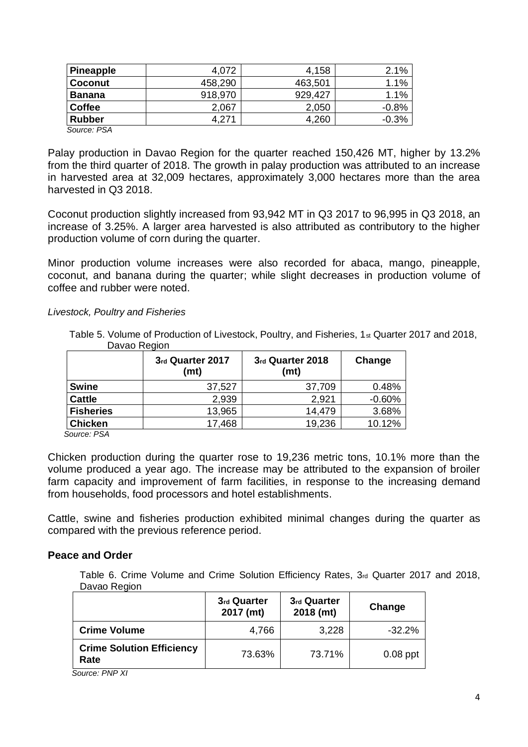| Pineapple | 4,072 | 4,158 | 2.1% |
|---|---|---|---|
| Coconut | 458,290 | 463,501 | 1.1% |
| Banana | 918,970 | 929,427 | 1.1% |
| Coffee | 2,067 | 2,050 | -0.8% |
| Rubber | 4,271 | 4,260 | -0.3% |

*Source: PSA*

Palay production in Davao Region for the quarter reached 150,426 MT, higher by 13.2% from the third quarter of 2018. The growth in palay production was attributed to an increase in harvested area at 32,009 hectares, approximately 3,000 hectares more than the area harvested in Q3 2018.

Coconut production slightly increased from 93,942 MT in Q3 2017 to 96,995 in Q3 2018, an increase of 3.25%. A larger area harvested is also attributed as contributory to the higher production volume of corn during the quarter.

Minor production volume increases were also recorded for abaca, mango, pineapple, coconut, and banana during the quarter; while slight decreases in production volume of coffee and rubber were noted.

*Livestock, Poultry and Fisheries*

Table 5. Volume of Production of Livestock, Poultry, and Fisheries, 1st Quarter 2017 and 2018, Davao Region

| | 3rd Quarter 2017 (mt) | 3rd Quarter 2018 (mt) | Change |
|---|---|---|---|
| Swine | 37,527 | 37,709 | 0.48% |
| Cattle | 2,939 | 2,921 | -0.60% |
| Fisheries | 13,965 | 14,479 | 3.68% |
| Chicken | 17,468 | 19,236 | 10.12% |

*Source: PSA*

Chicken production during the quarter rose to 19,236 metric tons, 10.1% more than the volume produced a year ago. The increase may be attributed to the expansion of broiler farm capacity and improvement of farm facilities, in response to the increasing demand from households, food processors and hotel establishments.

Cattle, swine and fisheries production exhibited minimal changes during the quarter as compared with the previous reference period.

## Peace and Order

Table 6. Crime Volume and Crime Solution Efficiency Rates, 3rd Quarter 2017 and 2018, Davao Region

| | 3rd Quarter 2017 (mt) | 3rd Quarter 2018 (mt) | Change |
|---|---|---|---|
| Crime Volume | 4,766 | 3,228 | -32.2% |
| Crime Solution Efficiency Rate | 73.63% | 73.71% | 0.08 ppt |

*Source: PNP XI*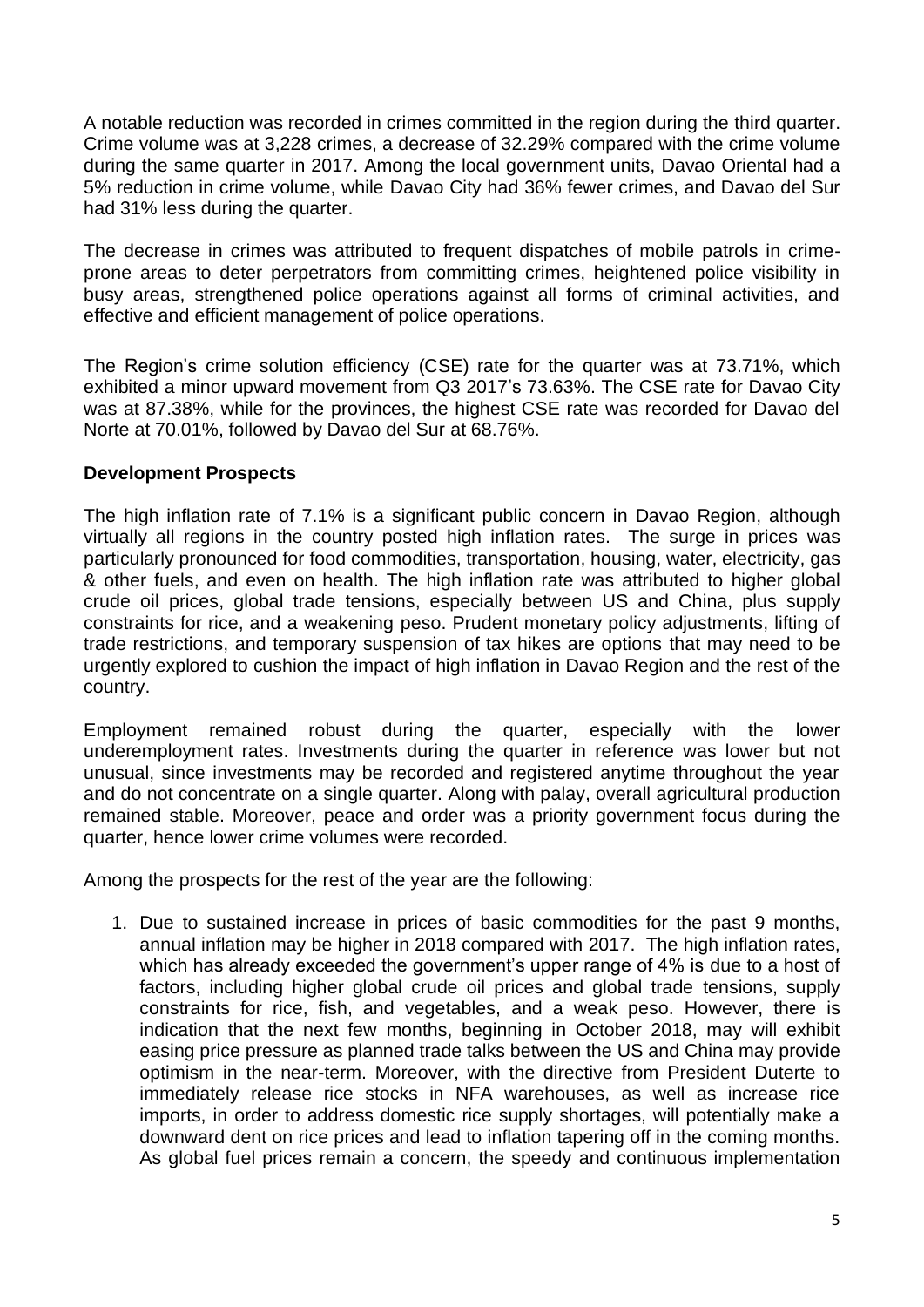A notable reduction was recorded in crimes committed in the region during the third quarter. Crime volume was at 3,228 crimes, a decrease of 32.29% compared with the crime volume during the same quarter in 2017. Among the local government units, Davao Oriental had a 5% reduction in crime volume, while Davao City had 36% fewer crimes, and Davao del Sur had 31% less during the quarter.

The decrease in crimes was attributed to frequent dispatches of mobile patrols in crime-prone areas to deter perpetrators from committing crimes, heightened police visibility in busy areas, strengthened police operations against all forms of criminal activities, and effective and efficient management of police operations.

The Region's crime solution efficiency (CSE) rate for the quarter was at 73.71%, which exhibited a minor upward movement from Q3 2017's 73.63%. The CSE rate for Davao City was at 87.38%, while for the provinces, the highest CSE rate was recorded for Davao del Norte at 70.01%, followed by Davao del Sur at 68.76%.

**Development Prospects**

The high inflation rate of 7.1% is a significant public concern in Davao Region, although virtually all regions in the country posted high inflation rates. The surge in prices was particularly pronounced for food commodities, transportation, housing, water, electricity, gas & other fuels, and even on health. The high inflation rate was attributed to higher global crude oil prices, global trade tensions, especially between US and China, plus supply constraints for rice, and a weakening peso. Prudent monetary policy adjustments, lifting of trade restrictions, and temporary suspension of tax hikes are options that may need to be urgently explored to cushion the impact of high inflation in Davao Region and the rest of the country.

Employment remained robust during the quarter, especially with the lower underemployment rates. Investments during the quarter in reference was lower but not unusual, since investments may be recorded and registered anytime throughout the year and do not concentrate on a single quarter. Along with palay, overall agricultural production remained stable. Moreover, peace and order was a priority government focus during the quarter, hence lower crime volumes were recorded.

Among the prospects for the rest of the year are the following:

1. Due to sustained increase in prices of basic commodities for the past 9 months, annual inflation may be higher in 2018 compared with 2017. The high inflation rates, which has already exceeded the government's upper range of 4% is due to a host of factors, including higher global crude oil prices and global trade tensions, supply constraints for rice, fish, and vegetables, and a weak peso. However, there is indication that the next few months, beginning in October 2018, may will exhibit easing price pressure as planned trade talks between the US and China may provide optimism in the near-term. Moreover, with the directive from President Duterte to immediately release rice stocks in NFA warehouses, as well as increase rice imports, in order to address domestic rice supply shortages, will potentially make a downward dent on rice prices and lead to inflation tapering off in the coming months. As global fuel prices remain a concern, the speedy and continuous implementation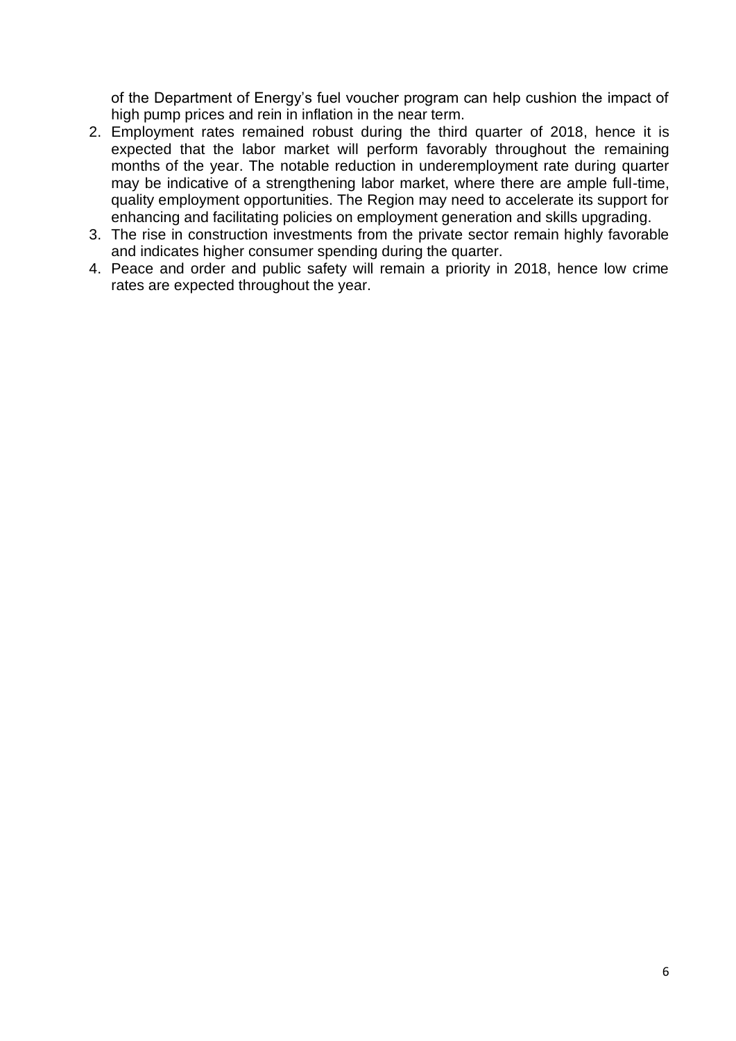of the Department of Energy's fuel voucher program can help cushion the impact of high pump prices and rein in inflation in the near term.

2. Employment rates remained robust during the third quarter of 2018, hence it is expected that the labor market will perform favorably throughout the remaining months of the year. The notable reduction in underemployment rate during quarter may be indicative of a strengthening labor market, where there are ample full-time, quality employment opportunities. The Region may need to accelerate its support for enhancing and facilitating policies on employment generation and skills upgrading.
3. The rise in construction investments from the private sector remain highly favorable and indicates higher consumer spending during the quarter.
4. Peace and order and public safety will remain a priority in 2018, hence low crime rates are expected throughout the year.